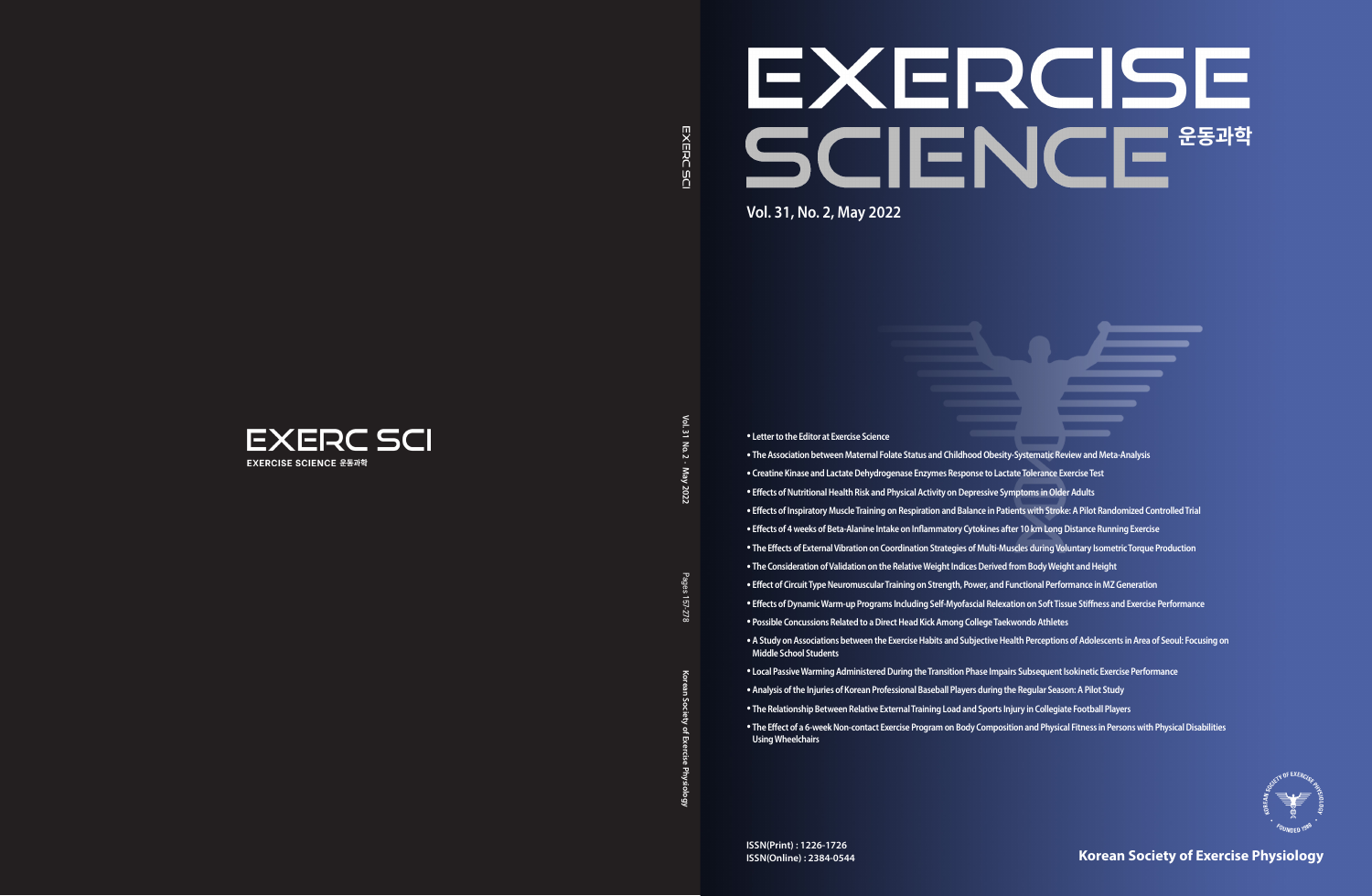EXERC SCI

EXERCISE SCIENCE 운동과학

# EXERCISE SCIENCE 운동과학

Vol. 31, No. 2, May 2022

- Letter to the Editor at Exercise Science
- The Association between Maternal Folate Status and Childhood Obesity-Systematic Review and Meta-Analysis
- Creatine Kinase and Lactate Dehydrogenase Enzymes Response to Lactate Tolerance Exercise Test
- Effects of Nutritional Health Risk and Physical Activity on Depressive Symptoms in Older Adults
- Effects of Inspiratory Muscle Training on Respiration and Balance in Patients with Stroke: A Pilot Randomized Controlled Trial
- Effects of 4 weeks of Beta-Alanine Intake on Inflammatory Cytokines after 10 km Long Distance Running Exercise
- The Effects of External Vibration on Coordination Strategies of Multi-Muscles during Voluntary Isometric Torque Production
- The Consideration of Validation on the Relative Weight Indices Derived from Body Weight and Height
- Effect of Circuit Type Neuromuscular Training on Strength, Power, and Functional Performance in MZ Generation
- Effects of Dynamic Warm-up Programs Including Self-Myofascial Relaxation on Soft Tissue Stiffness and Exercise Performance
- Possible Concussions Related to a Direct Head Kick Among College Taekwondo Athletes
- A Study on Associations between the Exercise Habits and Subjective Health Perceptions of Adolescents in Area of Seoul: Focusing on Middle School Students
- Local Passive Warming Administered During the Transition Phase Impairs Subsequent Isokinetic Exercise Performance
- Analysis of the Injuries of Korean Professional Baseball Players during the Regular Season: A Pilot Study
- The Relationship Between Relative External Training Load and Sports Injury in Collegiate Football Players
- The Effect of a 6-week Non-contact Exercise Program on Body Composition and Physical Fitness in Persons with Physical Disabilities Using Wheelchairs

ISSN(Print) : 1226-1726
ISSN(Online) : 2384-0544

Korean Society of Exercise Physiology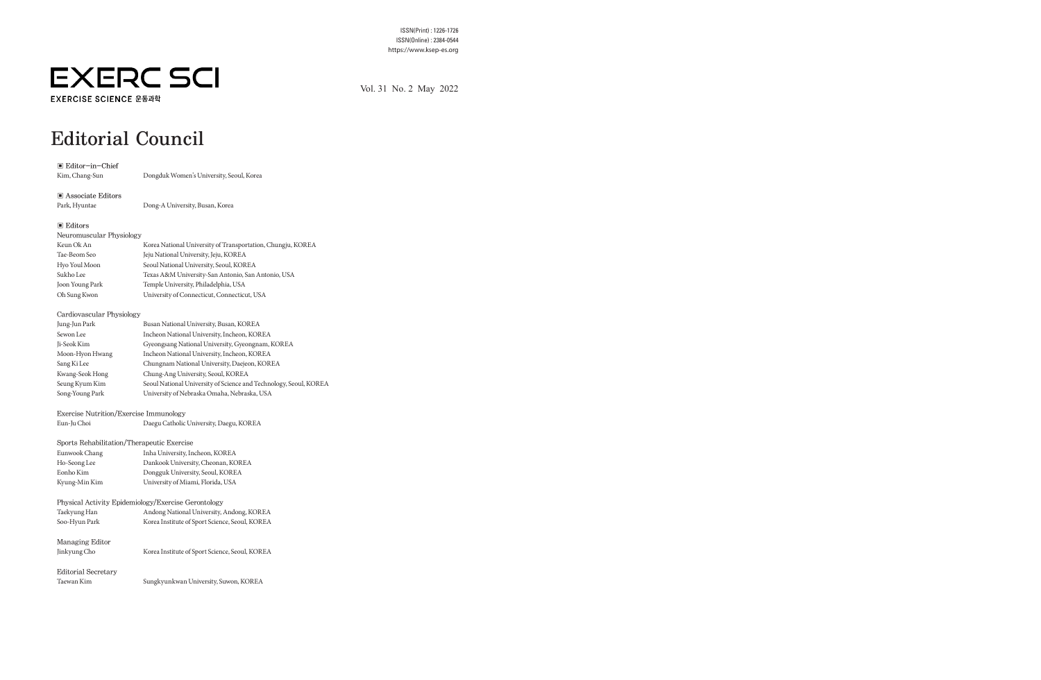ISSN(Print) : 1226-1726
ISSN(Online) : 2384-0544
https://www.ksep-es.org

EXERC SCI

EXERCISE SCIENCE 운동과학

Vol. 31 No. 2 May 2022

# Editorial Council

## ▣ Editor-in-Chief

| | |
|---|---|
| Kim, Chang-Sun | Dongduk Women's University, Seoul, Korea |

## ▣ Associate Editors

| | |
|---|---|
| Park, Hyuntae | Dong-A University, Busan, Korea |

## ▣ Editors

### Neuromuscular Physiology

| | |
|---|---|
| Keun Ok An | Korea National University of Transportation, Chungju, KOREA |
| Tae-Beom Seo | Jeju National University, Jeju, KOREA |
| Hyo Youl Moon | Seoul National University, Seoul, KOREA |
| Sukho Lee | Texas A&M University-San Antonio, San Antonio, USA |
| Joon Young Park | Temple University, Philadelphia, USA |
| Oh Sung Kwon | University of Connecticut, Connecticut, USA |

### Cardiovascular Physiology

| | |
|---|---|
| Jung-Jun Park | Busan National University, Busan, KOREA |
| Sewon Lee | Incheon National University, Incheon, KOREA |
| Ji-Seok Kim | Gyeongsang National University, Gyeongnam, KOREA |
| Moon-Hyon Hwang | Incheon National University, Incheon, KOREA |
| Sang Ki Lee | Chungnam National University, Daejeon, KOREA |
| Kwang-Seok Hong | Chung-Ang University, Seoul, KOREA |
| Seung Kyum Kim | Seoul National University of Science and Technology, Seoul, KOREA |
| Song-Young Park | University of Nebraska Omaha, Nebraska, USA |

### Exercise Nutrition/Exercise Immunology

| | |
|---|---|
| Eun-Ju Choi | Daegu Catholic University, Daegu, KOREA |

### Sports Rehabilitation/Therapeutic Exercise

| | |
|---|---|
| Eunwook Chang | Inha University, Incheon, KOREA |
| Ho-Seong Lee | Dankook University, Cheonan, KOREA |
| Eonho Kim | Dongguk University, Seoul, KOREA |
| Kyung-Min Kim | University of Miami, Florida, USA |

### Physical Activity Epidemiology/Exercise Gerontology

| | |
|---|---|
| Taekyung Han | Andong National University, Andong, KOREA |
| Soo-Hyun Park | Korea Institute of Sport Science, Seoul, KOREA |

### Managing Editor

| | |
|---|---|
| Jinkyung Cho | Korea Institute of Sport Science, Seoul, KOREA |

### Editorial Secretary

| | |
|---|---|
| Taewan Kim | Sungkyunkwan University, Suwon, KOREA |